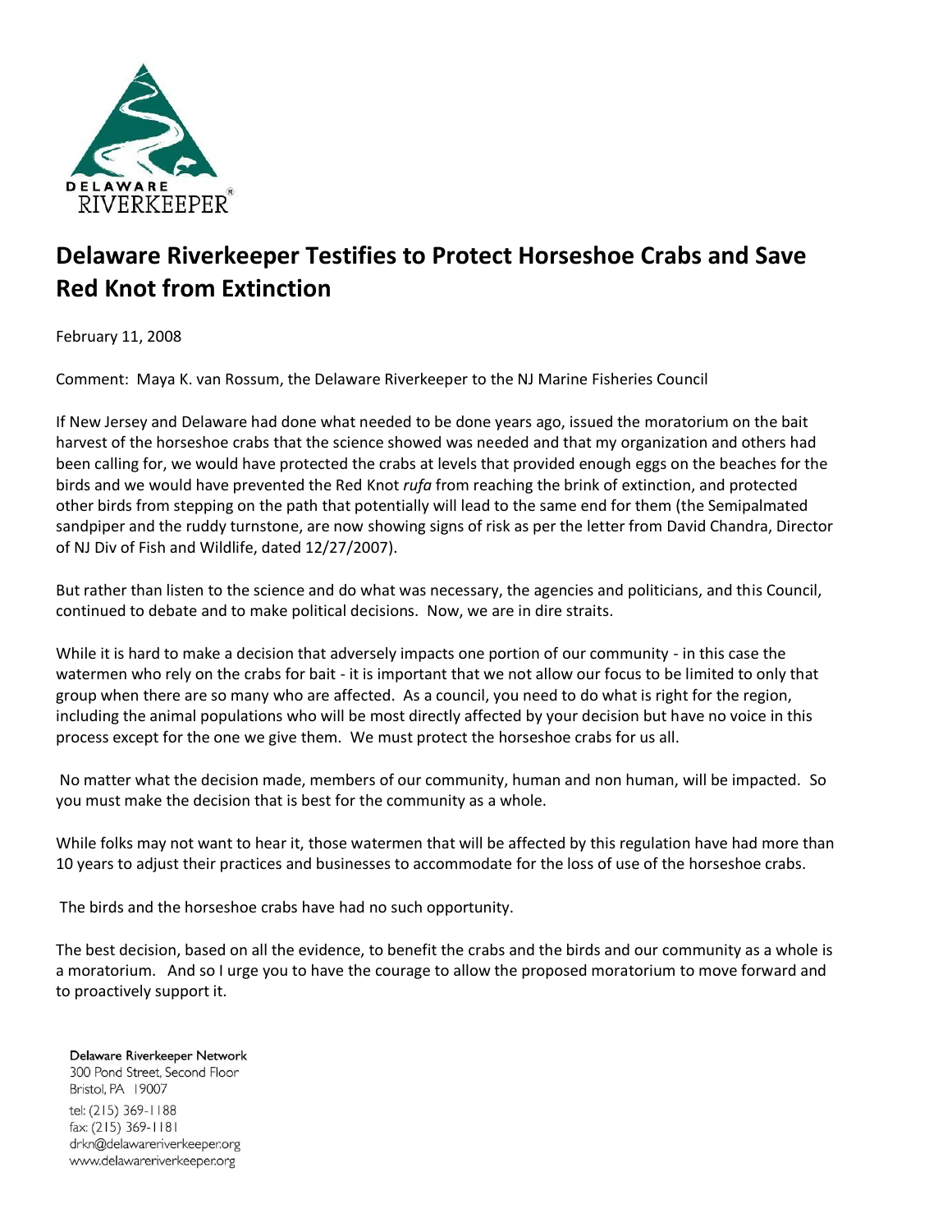DELAWARE RIVERKEEPER®

# Delaware Riverkeeper Testifies to Protect Horseshoe Crabs and Save Red Knot from Extinction

February 11, 2008

Comment: Maya K. van Rossum, the Delaware Riverkeeper to the NJ Marine Fisheries Council

If New Jersey and Delaware had done what needed to be done years ago, issued the moratorium on the bait harvest of the horseshoe crabs that the science showed was needed and that my organization and others had been calling for, we would have protected the crabs at levels that provided enough eggs on the beaches for the birds and we would have prevented the Red Knot *rufa* from reaching the brink of extinction, and protected other birds from stepping on the path that potentially will lead to the same end for them (the Semipalmated sandpiper and the ruddy turnstone, are now showing signs of risk as per the letter from David Chandra, Director of NJ Div of Fish and Wildlife, dated 12/27/2007).

But rather than listen to the science and do what was necessary, the agencies and politicians, and this Council, continued to debate and to make political decisions. Now, we are in dire straits.

While it is hard to make a decision that adversely impacts one portion of our community - in this case the watermen who rely on the crabs for bait - it is important that we not allow our focus to be limited to only that group when there are so many who are affected. As a council, you need to do what is right for the region, including the animal populations who will be most directly affected by your decision but have no voice in this process except for the one we give them. We must protect the horseshoe crabs for us all.

No matter what the decision made, members of our community, human and non human, will be impacted. So you must make the decision that is best for the community as a whole.

While folks may not want to hear it, those watermen that will be affected by this regulation have had more than 10 years to adjust their practices and businesses to accommodate for the loss of use of the horseshoe crabs.

The birds and the horseshoe crabs have had no such opportunity.

The best decision, based on all the evidence, to benefit the crabs and the birds and our community as a whole is a moratorium. And so I urge you to have the courage to allow the proposed moratorium to move forward and to proactively support it.

Delaware Riverkeeper Network
300 Pond Street, Second Floor
Bristol, PA 19007
tel: (215) 369-1188
fax: (215) 369-1181
drkn@delawareriverkeeper.org
www.delawareriverkeeper.org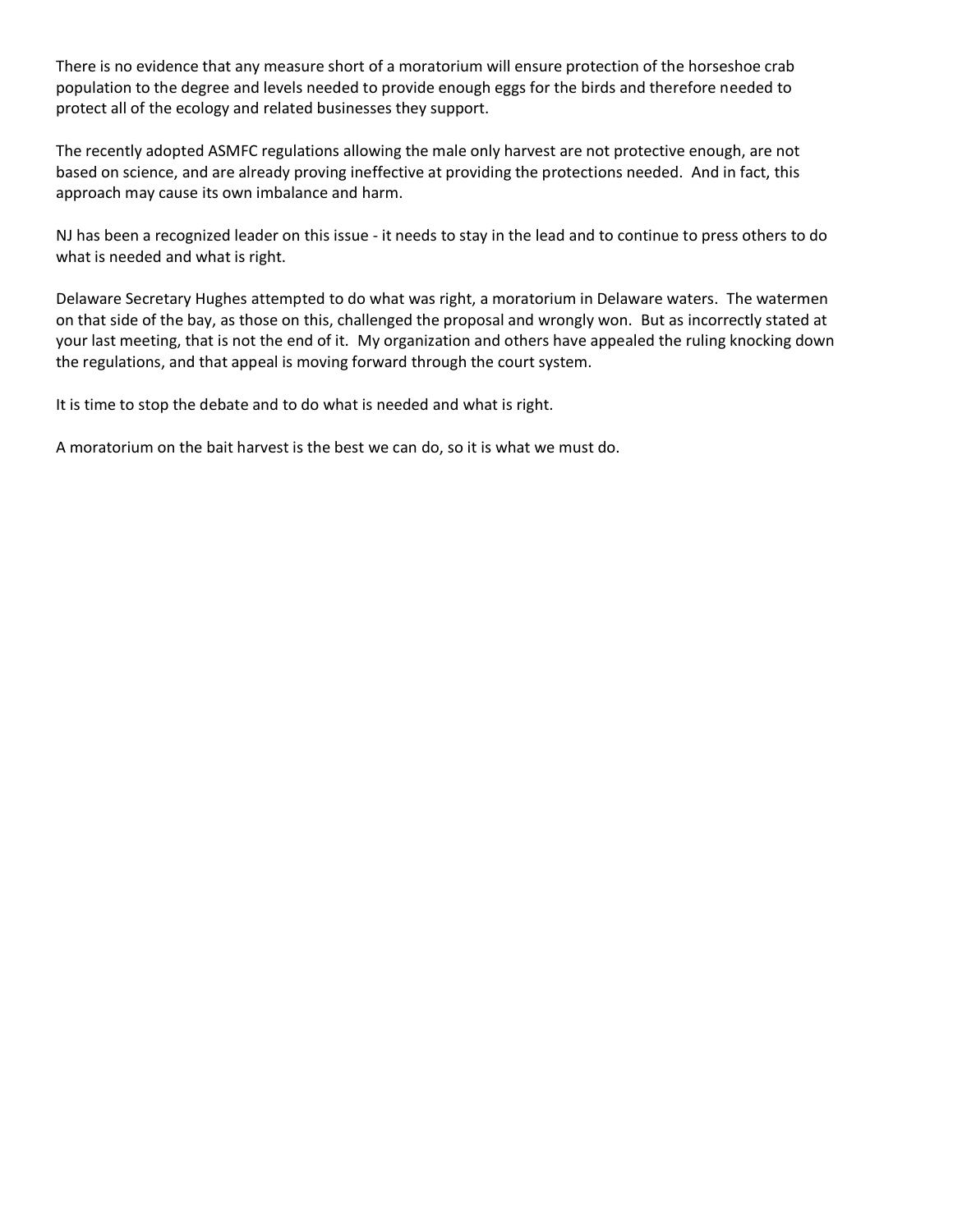There is no evidence that any measure short of a moratorium will ensure protection of the horseshoe crab population to the degree and levels needed to provide enough eggs for the birds and therefore needed to protect all of the ecology and related businesses they support.

The recently adopted ASMFC regulations allowing the male only harvest are not protective enough, are not based on science, and are already proving ineffective at providing the protections needed. And in fact, this approach may cause its own imbalance and harm.

NJ has been a recognized leader on this issue - it needs to stay in the lead and to continue to press others to do what is needed and what is right.

Delaware Secretary Hughes attempted to do what was right, a moratorium in Delaware waters. The watermen on that side of the bay, as those on this, challenged the proposal and wrongly won. But as incorrectly stated at your last meeting, that is not the end of it. My organization and others have appealed the ruling knocking down the regulations, and that appeal is moving forward through the court system.

It is time to stop the debate and to do what is needed and what is right.

A moratorium on the bait harvest is the best we can do, so it is what we must do.